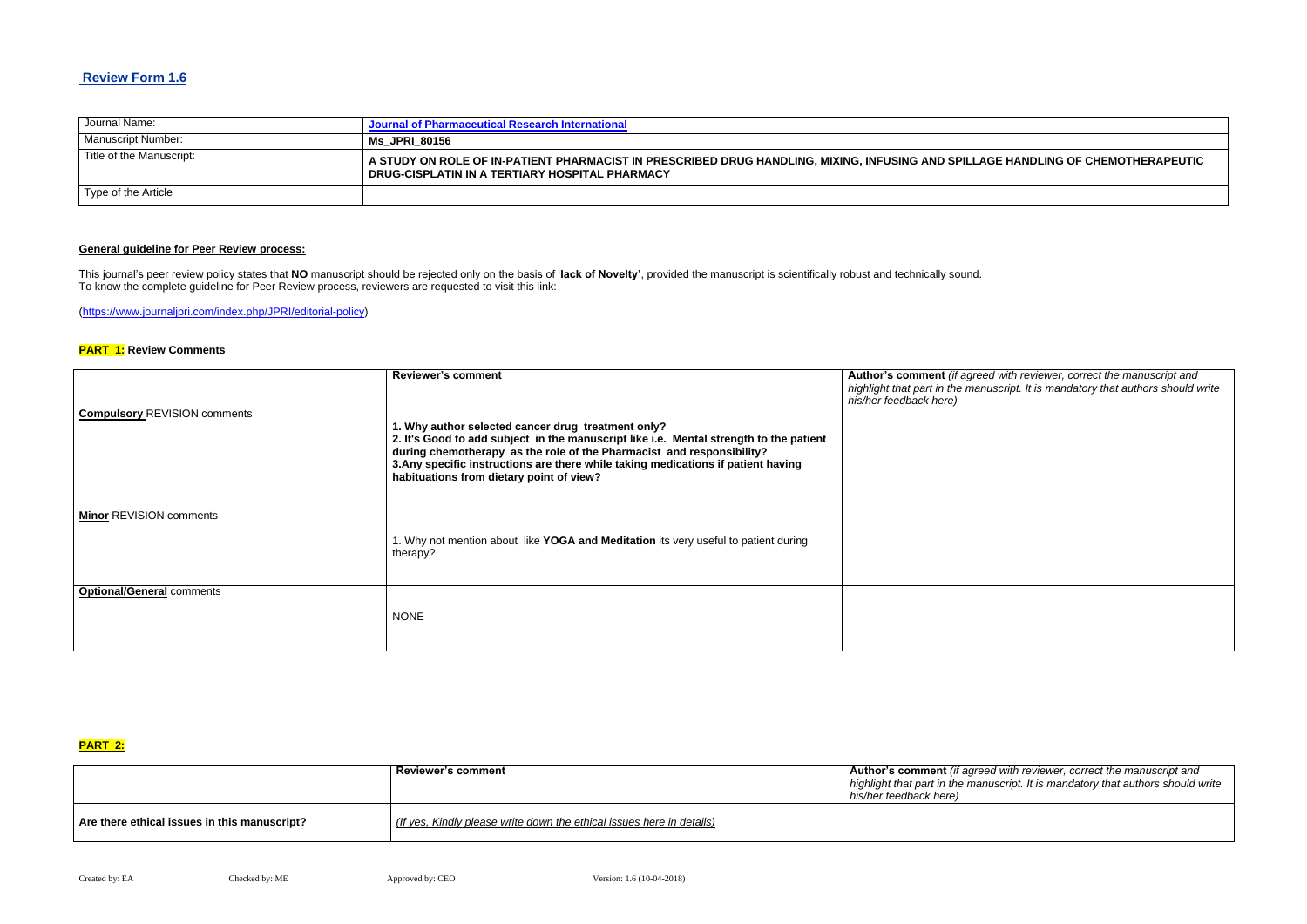## Review Form 1.6

| Journal Name: | Journal of Pharmaceutical Research International |
| --- | --- |
| Manuscript Number: | **Ms_JPRI_80156** |
| Title of the Manuscript: | **A STUDY ON ROLE OF IN-PATIENT PHARMACIST IN PRESCRIBED DRUG HANDLING, MIXING, INFUSING AND SPILLAGE HANDLING OF CHEMOTHERAPEUTIC DRUG-CISPLATIN IN A TERTIARY HOSPITAL PHARMACY** |
| Type of the Article | |

**General guideline for Peer Review process:**

This journal's peer review policy states that **NO** manuscript should be rejected only on the basis of '**lack of Novelty'**, provided the manuscript is scientifically robust and technically sound.
To know the complete guideline for Peer Review process, reviewers are requested to visit this link:

(https://www.journaljpri.com/index.php/JPRI/editorial-policy)

**PART 1:** **Review Comments**

| | **Reviewer's comment** | **Author's comment** *(if agreed with reviewer, correct the manuscript and highlight that part in the manuscript. It is mandatory that authors should write his/her feedback here)* |
| --- | --- | --- |
| **Compulsory** REVISION comments | **1. Why author selected cancer drug treatment only?**<br>**2. It's Good to add subject in the manuscript like i.e. Mental strength to the patient during chemotherapy as the role of the Pharmacist and responsibility?**<br>**3.Any specific instructions are there while taking medications if patient having habituations from dietary point of view?** | |
| **Minor** REVISION comments | 1. Why not mention about like **YOGA and Meditation** its very useful to patient during therapy? | |
| **Optional/General** comments | NONE | |

**PART 2:**

| | **Reviewer's comment** | **Author's comment** *(if agreed with reviewer, correct the manuscript and highlight that part in the manuscript. It is mandatory that authors should write his/her feedback here)* |
| --- | --- | --- |
| **Are there ethical issues in this manuscript?** | *(If yes, Kindly please write down the ethical issues here in details)* | |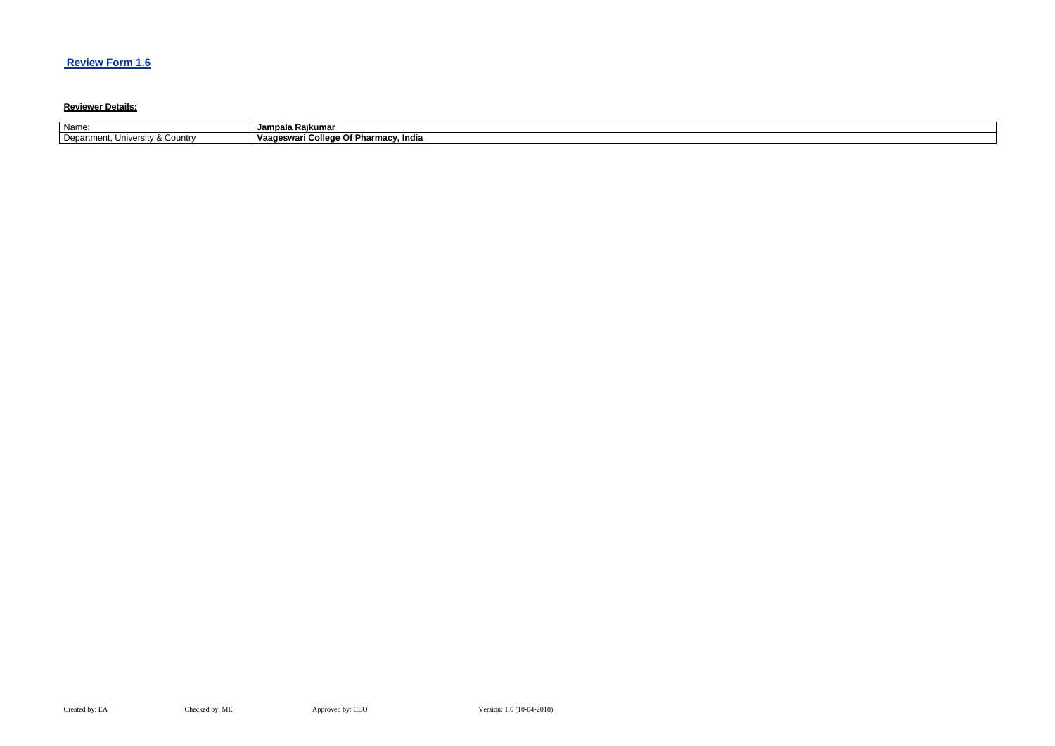## Review Form 1.6

**Reviewer Details:**

| | |
|---|---|
| Name: | **Jampala Rajkumar** |
| Department, University & Country | **Vaageswari College Of Pharmacy, India** |